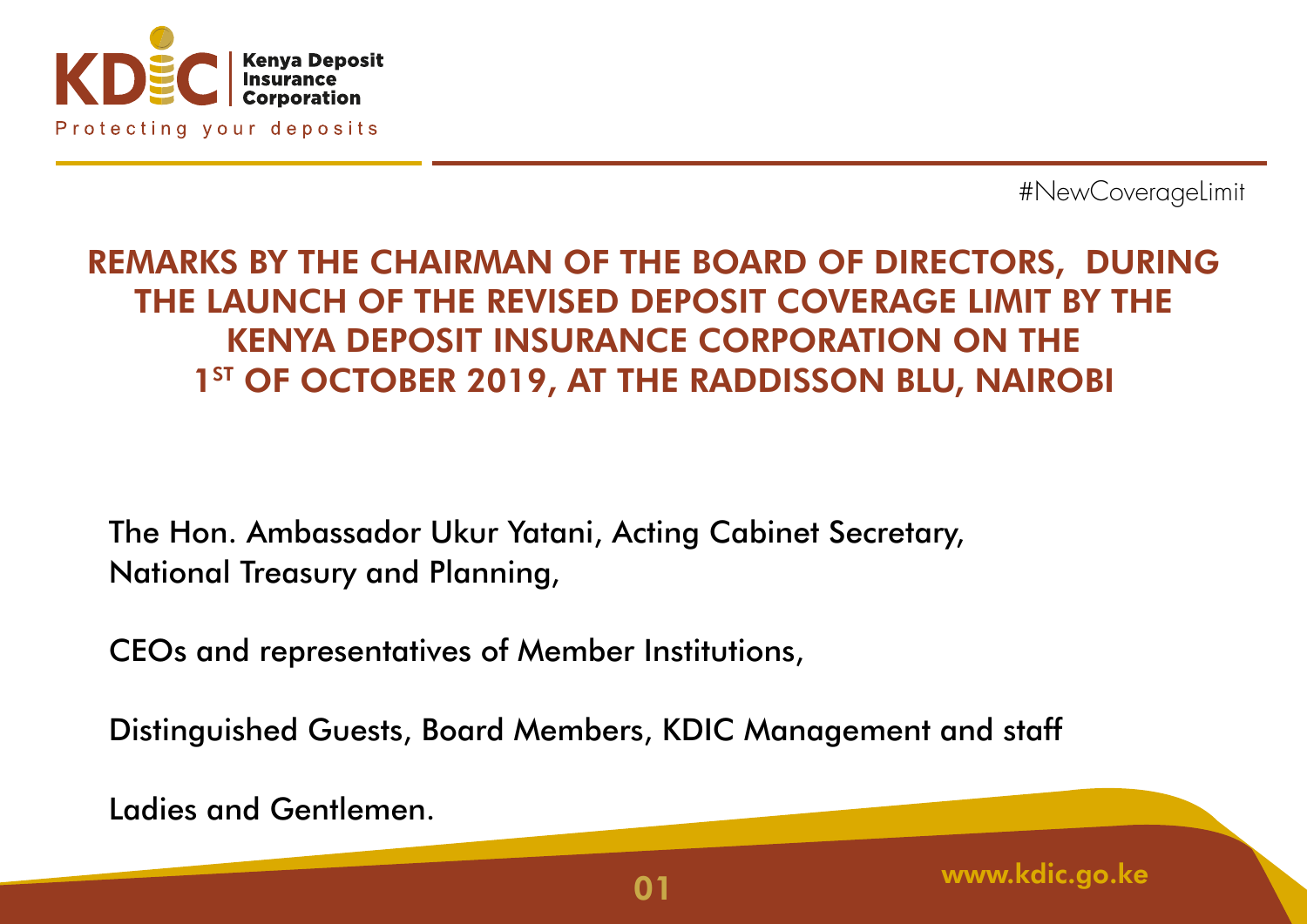#NewCoverageLimit

# REMARKS BY THE CHAIRMAN OF THE BOARD OF DIRECTORS, DURING THE LAUNCH OF THE REVISED DEPOSIT COVERAGE LIMIT BY THE KENYA DEPOSIT INSURANCE CORPORATION ON THE 1ST OF OCTOBER 2019, AT THE RADDISSON BLU, NAIROBI

The Hon. Ambassador Ukur Yatani, Acting Cabinet Secretary, National Treasury and Planning,

CEOs and representatives of Member Institutions,

Distinguished Guests, Board Members, KDIC Management and staff

Ladies and Gentlemen.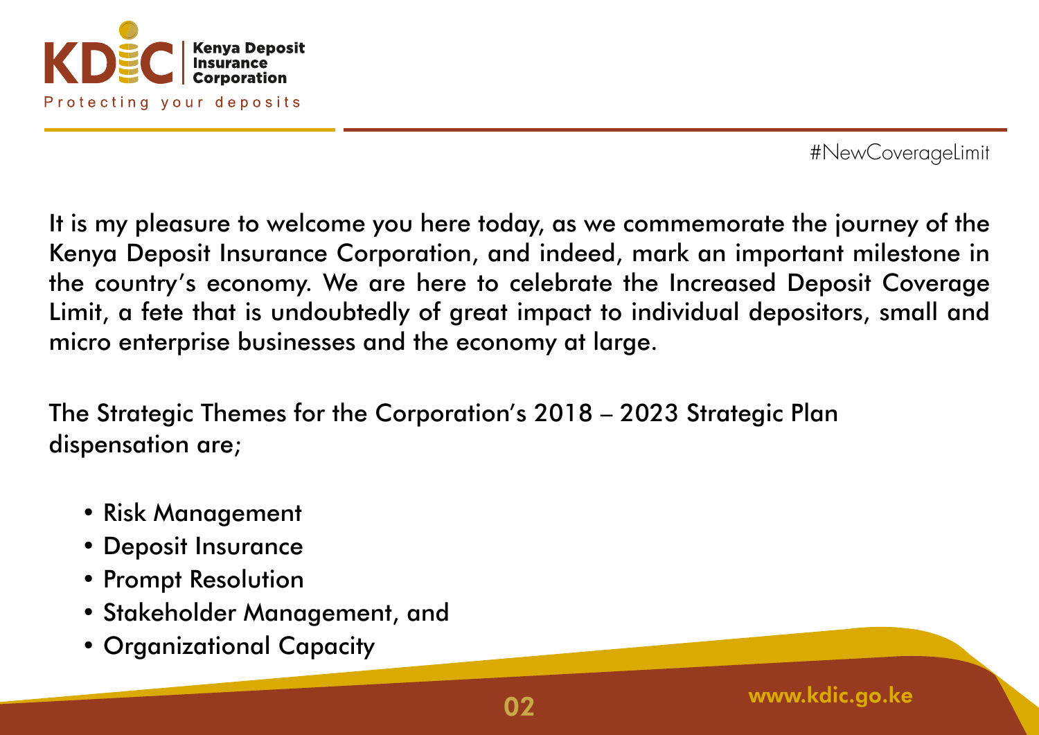#NewCoverageLimit

It is my pleasure to welcome you here today, as we commemorate the journey of the Kenya Deposit Insurance Corporation, and indeed, mark an important milestone in the country's economy. We are here to celebrate the Increased Deposit Coverage Limit, a fete that is undoubtedly of great impact to individual depositors, small and micro enterprise businesses and the economy at large.

The Strategic Themes for the Corporation's 2018 – 2023 Strategic Plan dispensation are;

- Risk Management
- Deposit Insurance
- Prompt Resolution
- Stakeholder Management, and
- Organizational Capacity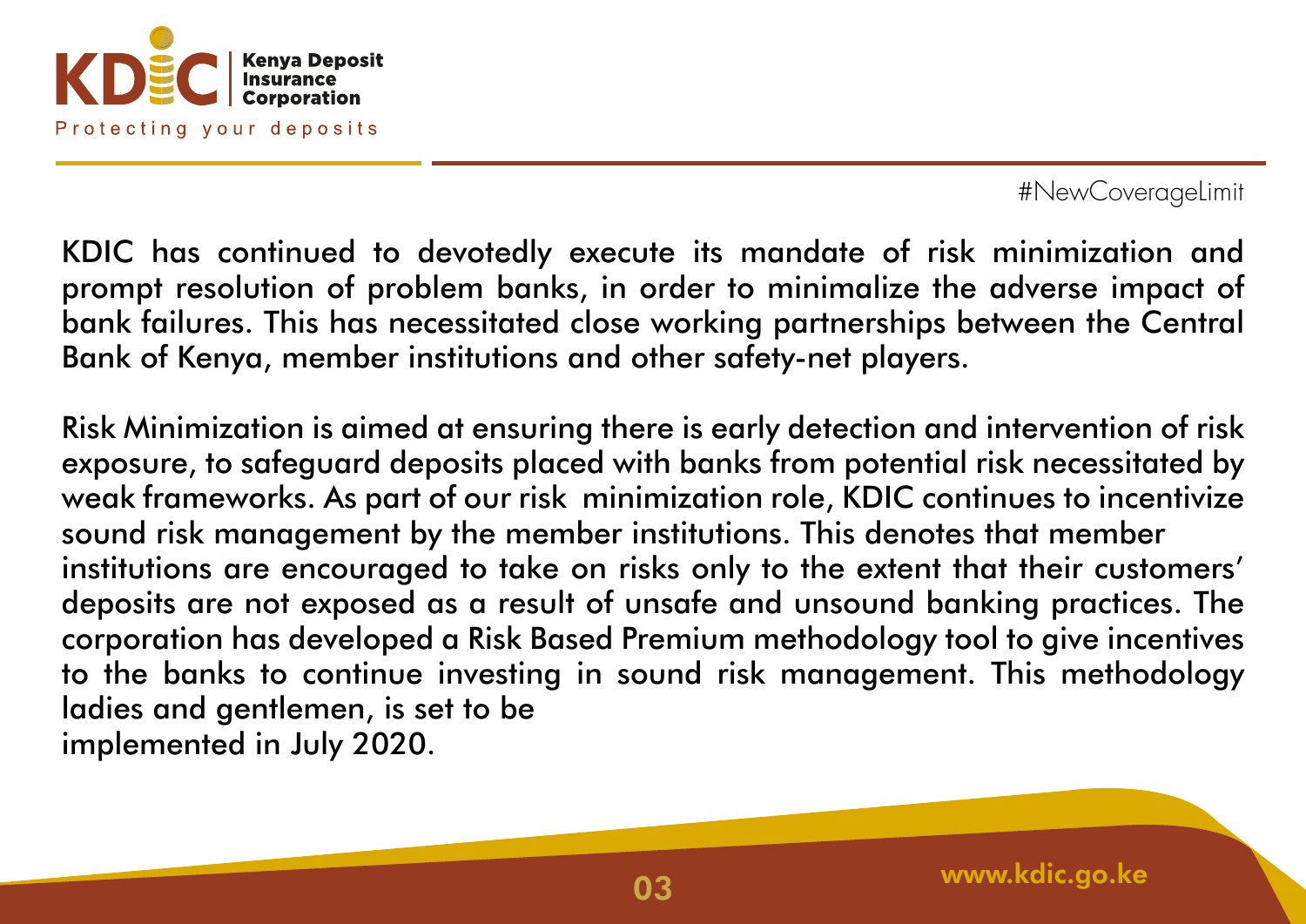#NewCoverageLimit

KDIC has continued to devotedly execute its mandate of risk minimization and prompt resolution of problem banks, in order to minimalize the adverse impact of bank failures. This has necessitated close working partnerships between the Central Bank of Kenya, member institutions and other safety-net players.

Risk Minimization is aimed at ensuring there is early detection and intervention of risk exposure, to safeguard deposits placed with banks from potential risk necessitated by weak frameworks. As part of our risk minimization role, KDIC continues to incentivize sound risk management by the member institutions. This denotes that member institutions are encouraged to take on risks only to the extent that their customers' deposits are not exposed as a result of unsafe and unsound banking practices. The corporation has developed a Risk Based Premium methodology tool to give incentives to the banks to continue investing in sound risk management. This methodology ladies and gentlemen, is set to be implemented in July 2020.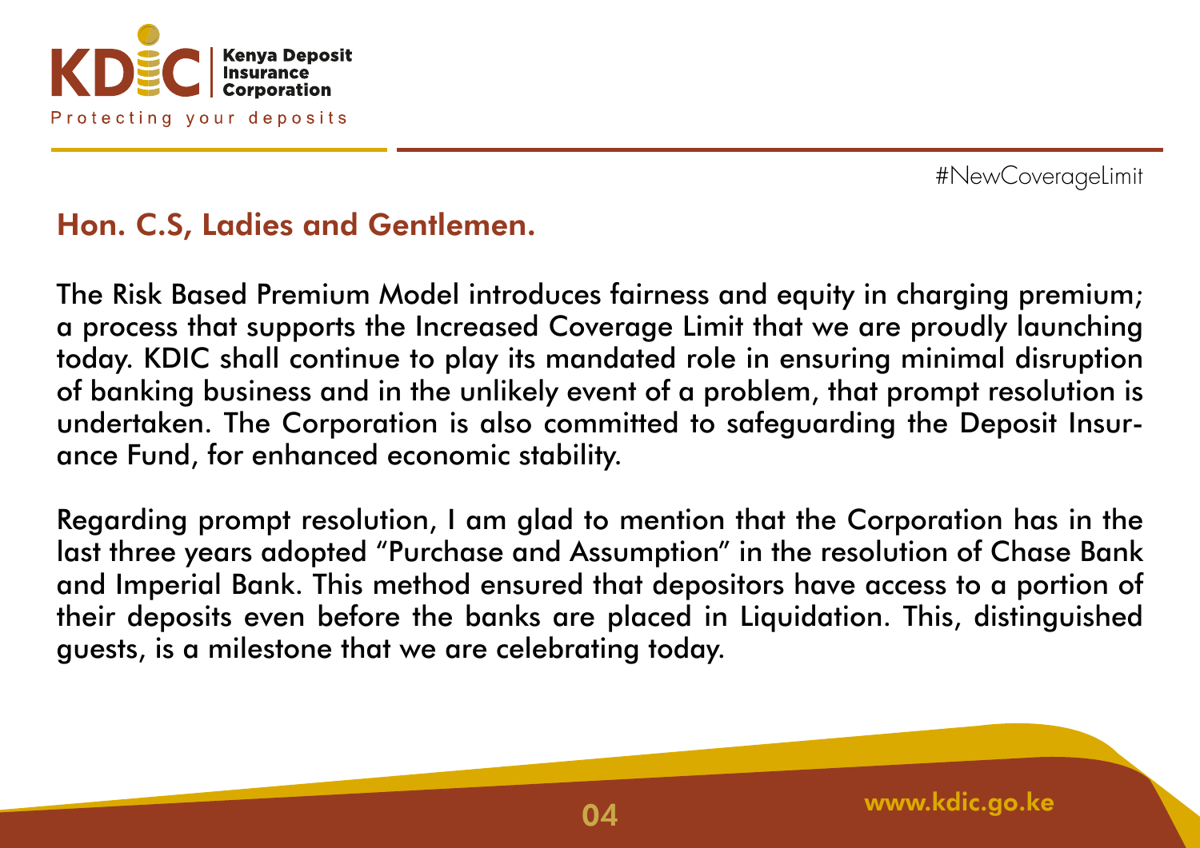#NewCoverageLimit

## Hon. C.S, Ladies and Gentlemen.

The Risk Based Premium Model introduces fairness and equity in charging premium; a process that supports the Increased Coverage Limit that we are proudly launching today. KDIC shall continue to play its mandated role in ensuring minimal disruption of banking business and in the unlikely event of a problem, that prompt resolution is undertaken. The Corporation is also committed to safeguarding the Deposit Insurance Fund, for enhanced economic stability.

Regarding prompt resolution, I am glad to mention that the Corporation has in the last three years adopted "Purchase and Assumption" in the resolution of Chase Bank and Imperial Bank. This method ensured that depositors have access to a portion of their deposits even before the banks are placed in Liquidation. This, distinguished guests, is a milestone that we are celebrating today.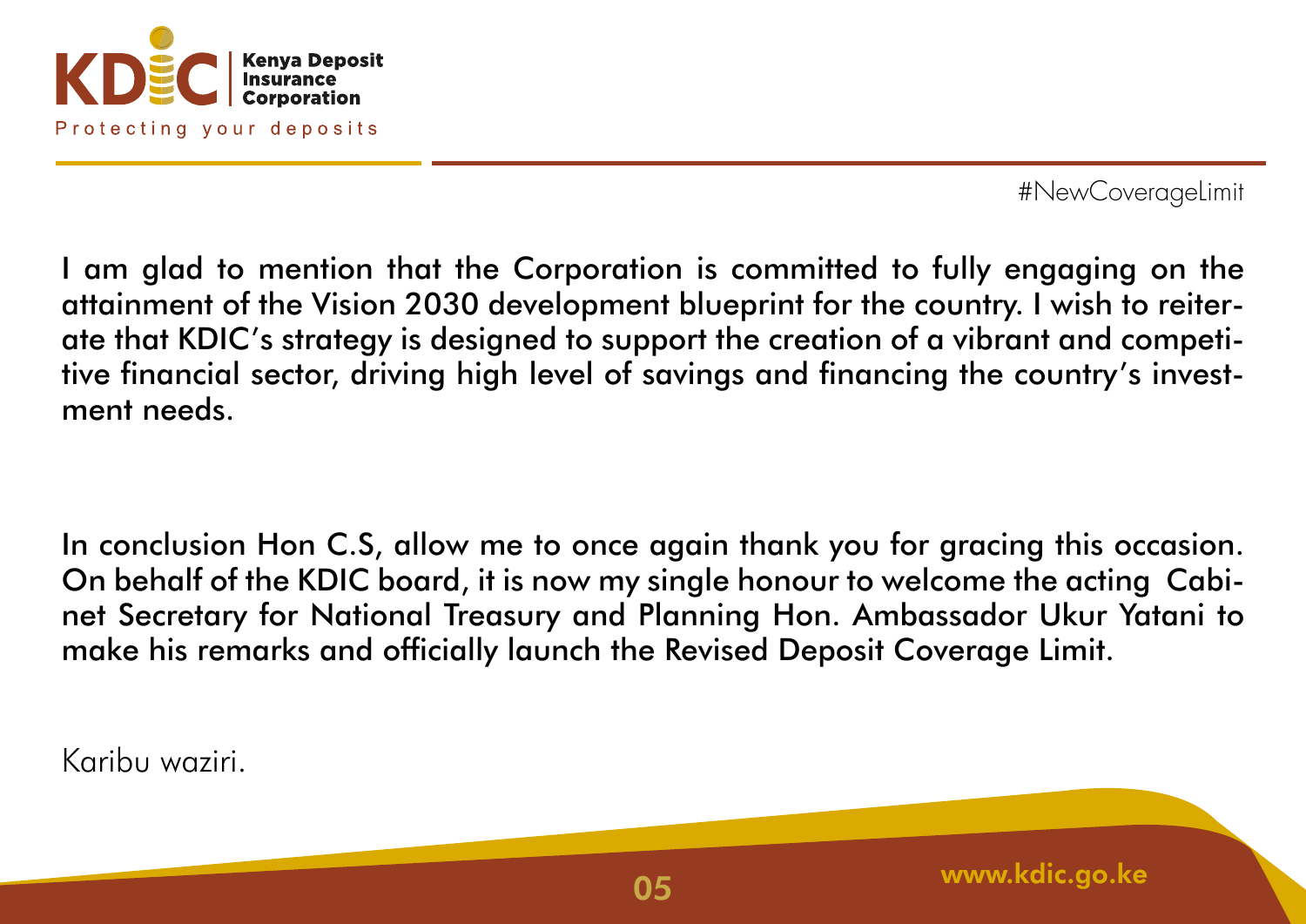#NewCoverageLimit

I am glad to mention that the Corporation is committed to fully engaging on the attainment of the Vision 2030 development blueprint for the country. I wish to reiterate that KDIC's strategy is designed to support the creation of a vibrant and competitive financial sector, driving high level of savings and financing the country's investment needs.

In conclusion Hon C.S, allow me to once again thank you for gracing this occasion. On behalf of the KDIC board, it is now my single honour to welcome the acting Cabinet Secretary for National Treasury and Planning Hon. Ambassador Ukur Yatani to make his remarks and officially launch the Revised Deposit Coverage Limit.

Karibu waziri.